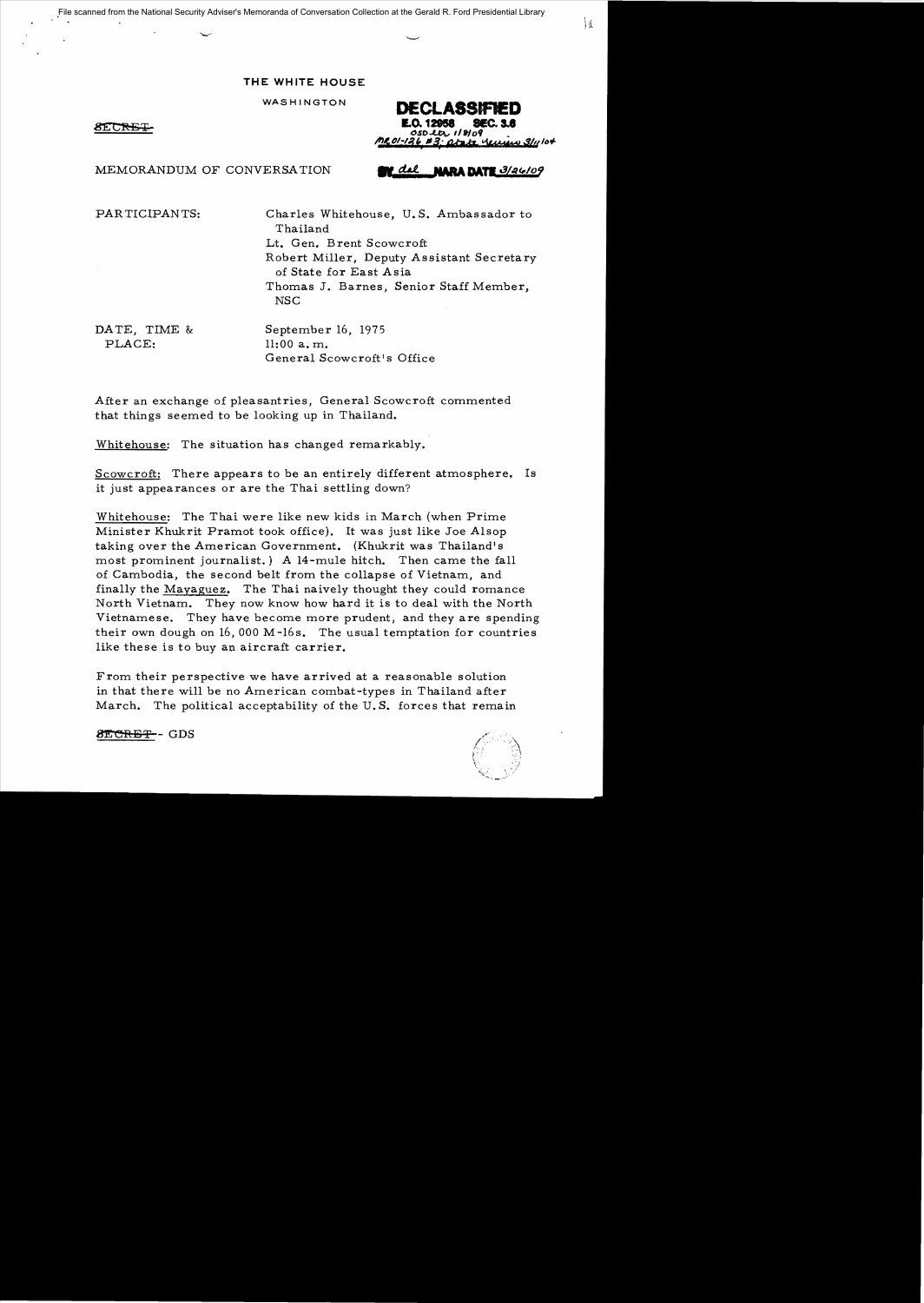THE WHITE HOUSE

WASHINGTON

~~SECRET~~

**DECLASSIFIED**
**E.O. 12958 SEC. 3.6**
OSD ltr 11/8/09
MR 01-126 #3; State review 3/11/04

MEMORANDUM OF CONVERSATION

BY dal NARA DATE 3/26/09

PARTICIPANTS: Charles Whitehouse, U.S. Ambassador to Thailand
Lt. Gen. Brent Scowcroft
Robert Miller, Deputy Assistant Secretary of State for East Asia
Thomas J. Barnes, Senior Staff Member, NSC

DATE, TIME & PLACE: September 16, 1975
11:00 a.m.
General Scowcroft's Office

After an exchange of pleasantries, General Scowcroft commented that things seemed to be looking up in Thailand.

Whitehouse: The situation has changed remarkably.

Scowcroft: There appears to be an entirely different atmosphere. Is it just appearances or are the Thai settling down?

Whitehouse: The Thai were like new kids in March (when Prime Minister Khukrit Pramot took office). It was just like Joe Alsop taking over the American Government. (Khukrit was Thailand's most prominent journalist.) A 14-mule hitch. Then came the fall of Cambodia, the second belt from the collapse of Vietnam, and finally the *Mayaguez*. The Thai naively thought they could romance North Vietnam. They now know how hard it is to deal with the North Vietnamese. They have become more prudent, and they are spending their own dough on 16,000 M-16s. The usual temptation for countries like these is to buy an aircraft carrier.

From their perspective we have arrived at a reasonable solution in that there will be no American combat-types in Thailand after March. The political acceptability of the U.S. forces that remain

~~SECRET~~ - GDS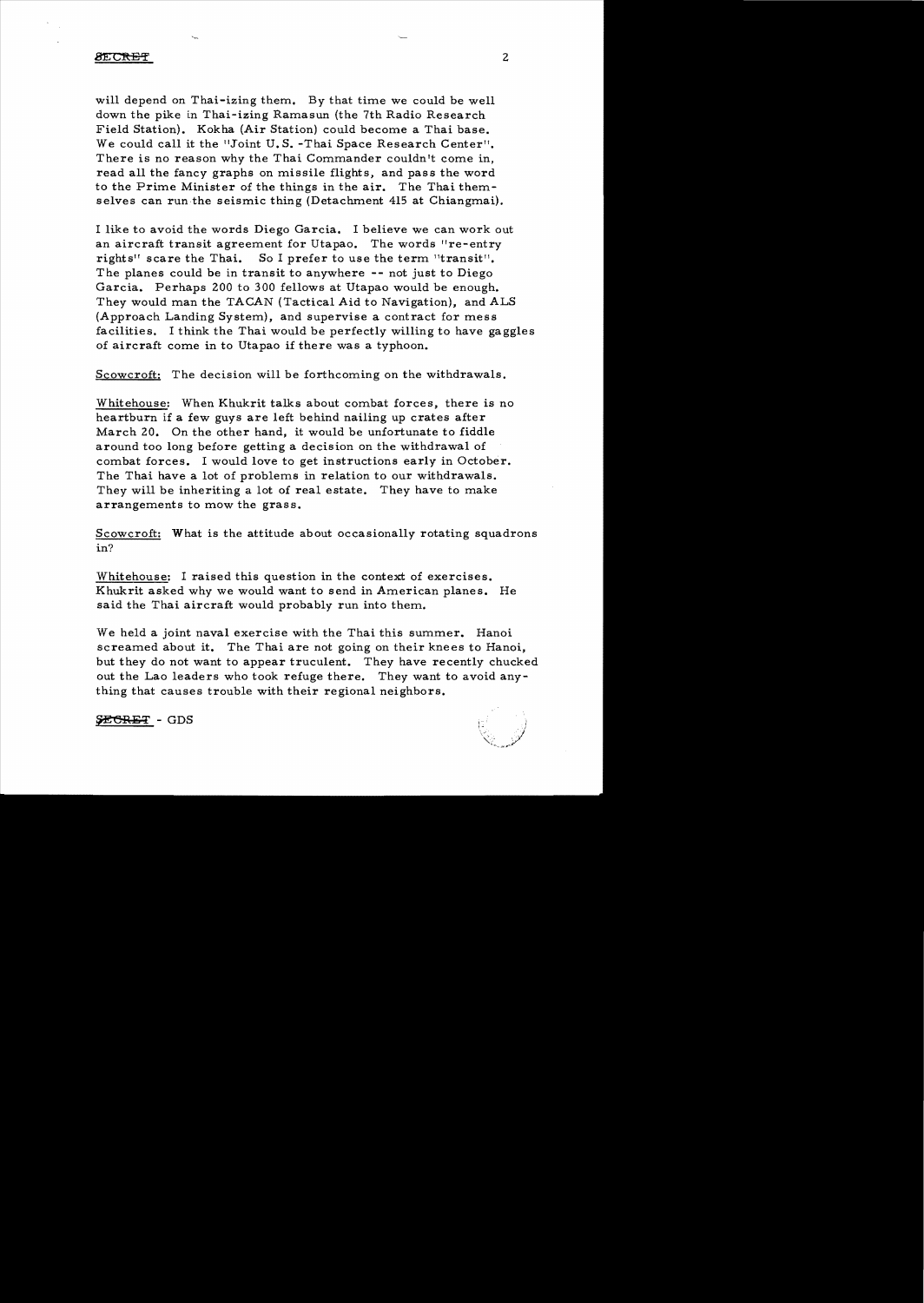SECRET

will depend on Thai-izing them. By that time we could be well down the pike in Thai-izing Ramasun (the 7th Radio Research Field Station). Kokha (Air Station) could become a Thai base. We could call it the "Joint U.S. -Thai Space Research Center". There is no reason why the Thai Commander couldn't come in, read all the fancy graphs on missile flights, and pass the word to the Prime Minister of the things in the air. The Thai themselves can run the seismic thing (Detachment 415 at Chiangmai).

I like to avoid the words Diego Garcia. I believe we can work out an aircraft transit agreement for Utapao. The words "re-entry rights" scare the Thai. So I prefer to use the term "transit". The planes could be in transit to anywhere -- not just to Diego Garcia. Perhaps 200 to 300 fellows at Utapao would be enough. They would man the TACAN (Tactical Aid to Navigation), and ALS (Approach Landing System), and supervise a contract for mess facilities. I think the Thai would be perfectly willing to have gaggles of aircraft come in to Utapao if there was a typhoon.

Scowcroft: The decision will be forthcoming on the withdrawals.

Whitehouse: When Khukrit talks about combat forces, there is no heartburn if a few guys are left behind nailing up crates after March 20. On the other hand, it would be unfortunate to fiddle around too long before getting a decision on the withdrawal of combat forces. I would love to get instructions early in October. The Thai have a lot of problems in relation to our withdrawals. They will be inheriting a lot of real estate. They have to make arrangements to mow the grass.

Scowcroft: What is the attitude about occasionally rotating squadrons in?

Whitehouse: I raised this question in the context of exercises. Khukrit asked why we would want to send in American planes. He said the Thai aircraft would probably run into them.

We held a joint naval exercise with the Thai this summer. Hanoi screamed about it. The Thai are not going on their knees to Hanoi, but they do not want to appear truculent. They have recently chucked out the Lao leaders who took refuge there. They want to avoid anything that causes trouble with their regional neighbors.

SECRET - GDS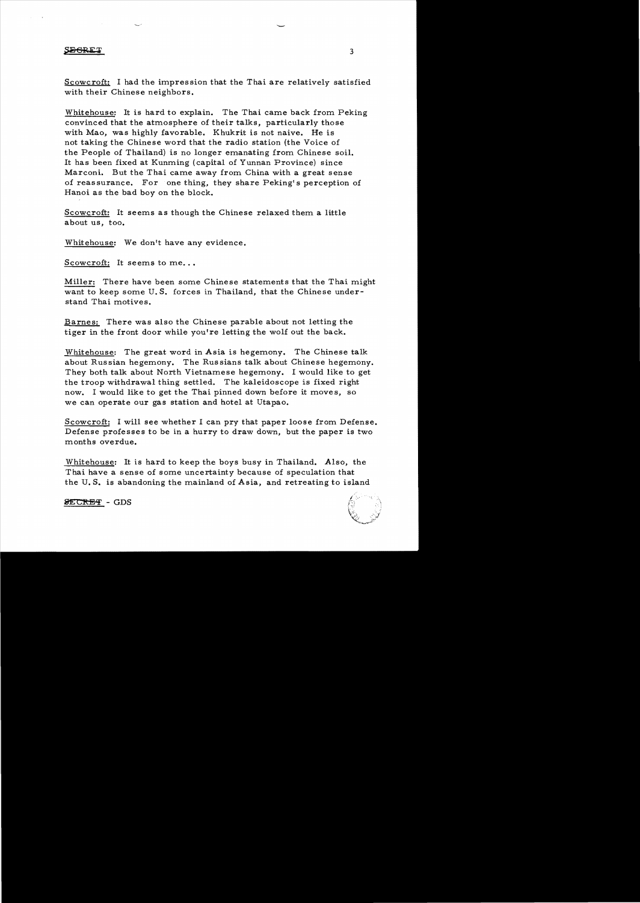Scowcroft: I had the impression that the Thai are relatively satisfied with their Chinese neighbors.

Whitehouse: It is hard to explain. The Thai came back from Peking convinced that the atmosphere of their talks, particularly those with Mao, was highly favorable. Khukrit is not naive. He is not taking the Chinese word that the radio station (the Voice of the People of Thailand) is no longer emanating from Chinese soil. It has been fixed at Kunming (capital of Yunnan Province) since Marconi. But the Thai came away from China with a great sense of reassurance. For one thing, they share Peking's perception of Hanoi as the bad boy on the block.

Scowcroft: It seems as though the Chinese relaxed them a little about us, too.

Whitehouse: We don't have any evidence.

Scowcroft: It seems to me...

Miller: There have been some Chinese statements that the Thai might want to keep some U.S. forces in Thailand, that the Chinese understand Thai motives.

Barnes: There was also the Chinese parable about not letting the tiger in the front door while you're letting the wolf out the back.

Whitehouse: The great word in Asia is hegemony. The Chinese talk about Russian hegemony. The Russians talk about Chinese hegemony. They both talk about North Vietnamese hegemony. I would like to get the troop withdrawal thing settled. The kaleidoscope is fixed right now. I would like to get the Thai pinned down before it moves, so we can operate our gas station and hotel at Utapao.

Scowcroft: I will see whether I can pry that paper loose from Defense. Defense professes to be in a hurry to draw down, but the paper is two months overdue.

Whitehouse: It is hard to keep the boys busy in Thailand. Also, the Thai have a sense of some uncertainty because of speculation that the U.S. is abandoning the mainland of Asia, and retreating to island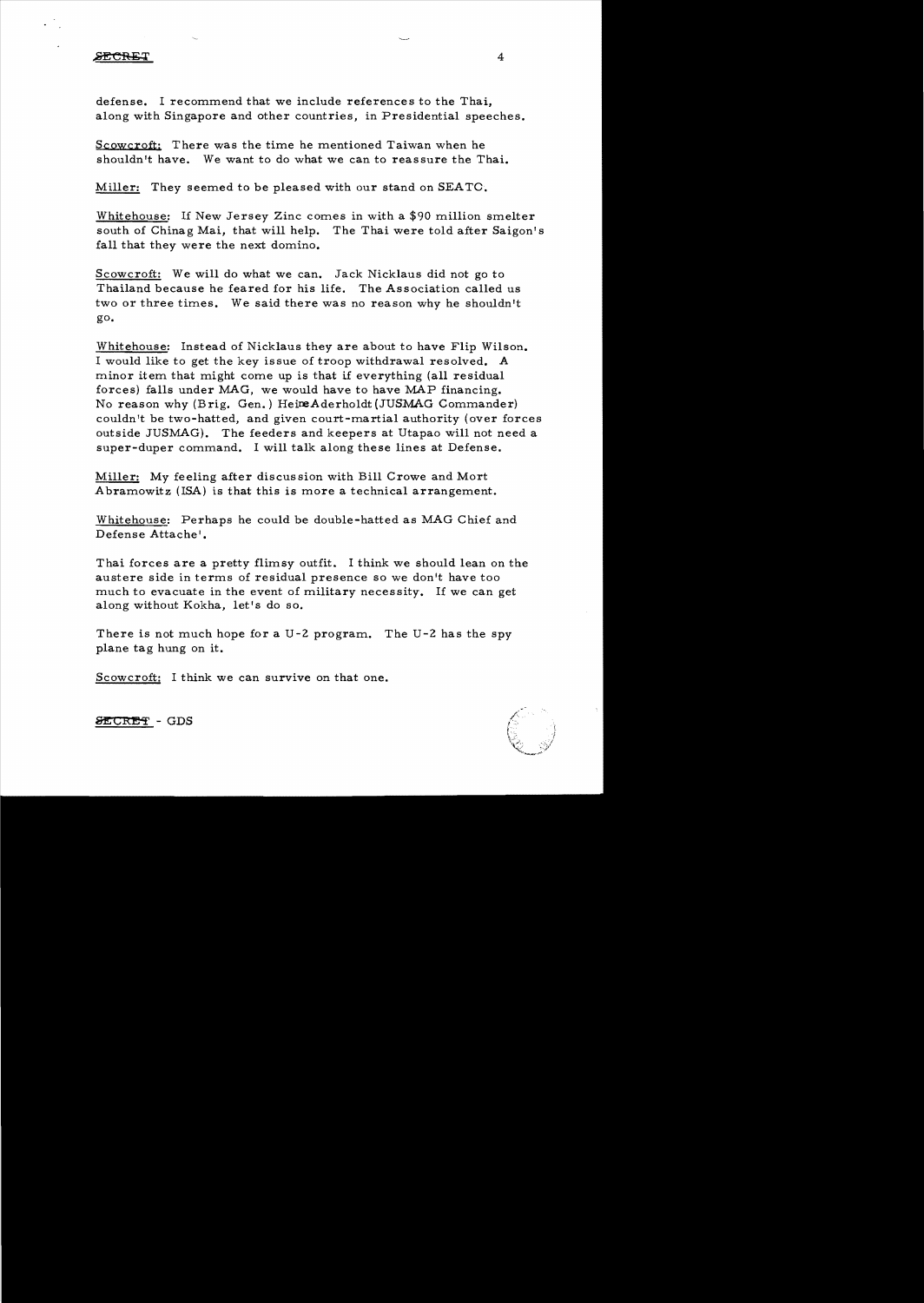defense. I recommend that we include references to the Thai, along with Singapore and other countries, in Presidential speeches.

Scowcroft: There was the time he mentioned Taiwan when he shouldn't have. We want to do what we can to reassure the Thai.

Miller: They seemed to be pleased with our stand on SEATC.

Whitehouse: If New Jersey Zinc comes in with a $90 million smelter south of Chinag Mai, that will help. The Thai were told after Saigon's fall that they were the next domino.

Scowcroft: We will do what we can. Jack Nicklaus did not go to Thailand because he feared for his life. The Association called us two or three times. We said there was no reason why he shouldn't go.

Whitehouse: Instead of Nicklaus they are about to have Flip Wilson. I would like to get the key issue of troop withdrawal resolved. A minor item that might come up is that if everything (all residual forces) falls under MAG, we would have to have MAP financing. No reason why (Brig. Gen.) Heine Aderholdt (JUSMAG Commander) couldn't be two-hatted, and given court-martial authority (over forces outside JUSMAG). The feeders and keepers at Utapao will not need a super-duper command. I will talk along these lines at Defense.

Miller: My feeling after discussion with Bill Crowe and Mort Abramowitz (ISA) is that this is more a technical arrangement.

Whitehouse: Perhaps he could be double-hatted as MAG Chief and Defense Attache'.

Thai forces are a pretty flimsy outfit. I think we should lean on the austere side in terms of residual presence so we don't have too much to evacuate in the event of military necessity. If we can get along without Kokha, let's do so.

There is not much hope for a U-2 program. The U-2 has the spy plane tag hung on it.

Scowcroft: I think we can survive on that one.

SECRET - GDS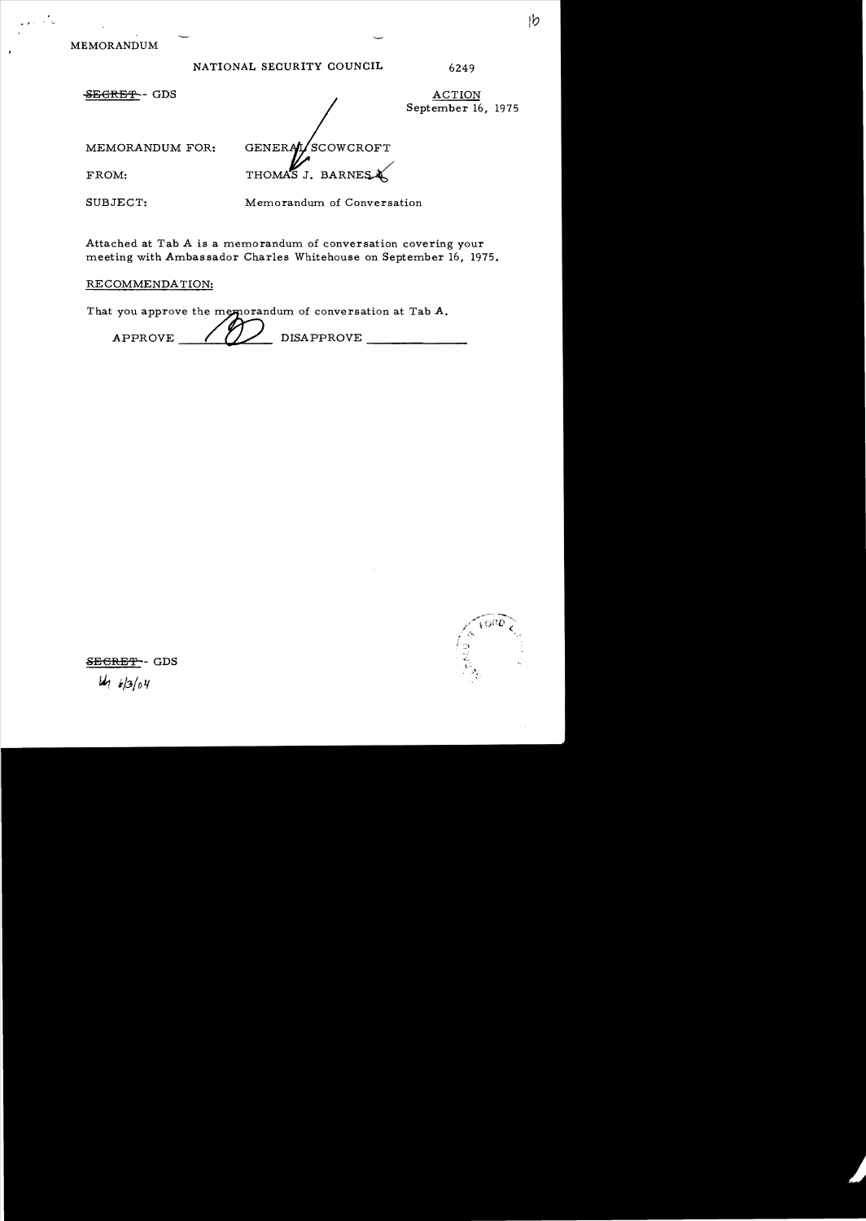MEMORANDUM

NATIONAL SECURITY COUNCIL

6249

~~SECRET~~ - GDS

ACTION
September 16, 1975

MEMORANDUM FOR: GENERAL SCOWCROFT

FROM: THOMAS J. BARNES

SUBJECT: Memorandum of Conversation

Attached at Tab A is a memorandum of conversation covering your meeting with Ambassador Charles Whitehouse on September 16, 1975.

RECOMMENDATION:

That you approve the memorandum of conversation at Tab A.

APPROVE ______ DISAPPROVE ______

~~SECRET~~ - GDS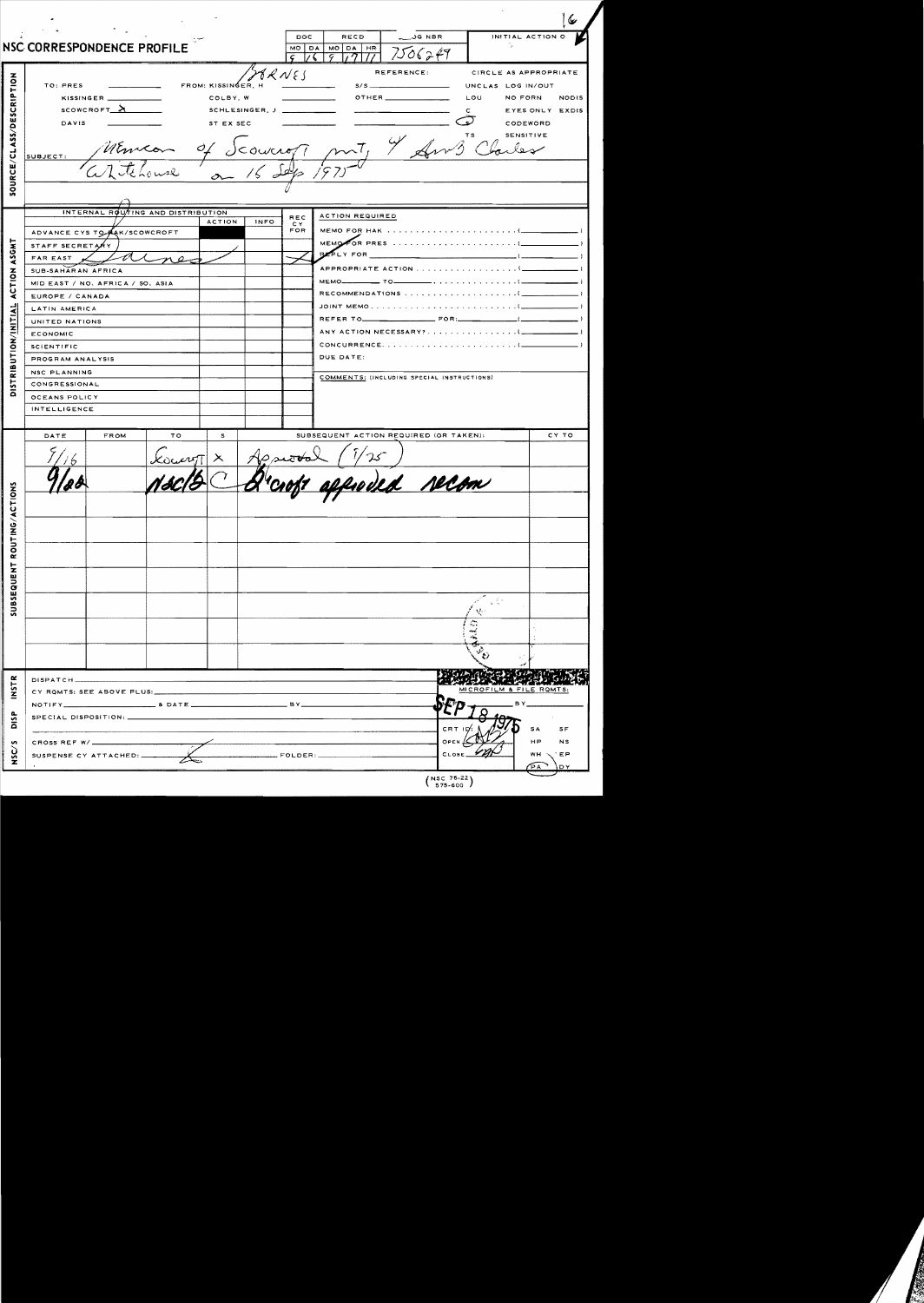# NSC CORRESPONDENCE PROFILE

| DOC | | RECD | | | LOG NBR | INITIAL ACTION O |
|---|---|---|---|---|---|---|
| MO | DA | MO | DA | HR | | |
| 9 | 16 | 9 | 17 | 11 | 7506249 | |

## SOURCE/CLASS/DESCRIPTION

TO: PRES ____ KISSINGER ____ SCOWCROFT X DAVIS ____

FROM: KISSINGER, H ____ BARNES COLBY, W ____ SCHLESINGER, J ____ ST EX SEC ____

REFERENCE: S/S ____ OTHER ____

CIRCLE AS APPROPRIATE: UNCLAS LOG IN/OUT LOU NO FORN NODIS C EYES ONLY EXDIS (S) CODEWORD TS SENSITIVE

SUBJECT: Memcon of Scowcroft mtg w/ Amb Charles at Whitehouse on 16 Sep 1975

## DISTRIBUTION/INITIAL ACTION ASGMT

| INTERNAL ROUTING AND DISTRIBUTION | ACTION | INFO | REC CY FOR |
|---|---|---|---|
| ADVANCE CYS TO HAK/SCOWCROFT | | | |
| STAFF SECRETARY | | | |
| FAR EAST — Barnes | ✓ | | ✓ |
| SUB-SAHARAN AFRICA | | | |
| MID EAST / NO. AFRICA / SO. ASIA | | | |
| EUROPE / CANADA | | | |
| LATIN AMERICA | | | |
| UNITED NATIONS | | | |
| ECONOMIC | | | |
| SCIENTIFIC | | | |
| PROGRAM ANALYSIS | | | |
| NSC PLANNING | | | |
| CONGRESSIONAL | | | |
| OCEANS POLICY | | | |
| INTELLIGENCE | | | |

ACTION REQUIRED

- MEMO FOR HAK
- MEMO FOR PRES ✓
- REPLY FOR
- APPROPRIATE ACTION
- MEMO ____ TO ____
- RECOMMENDATIONS
- JOINT MEMO
- REFER TO ____ FOR: ____
- ANY ACTION NECESSARY?
- CONCURRENCE

DUE DATE:

COMMENTS: (INCLUDING SPECIAL INSTRUCTIONS)

## SUBSEQUENT ROUTING/ACTIONS

| DATE | FROM | TO | S | SUBSEQUENT ACTION REQUIRED (OR TAKEN): | CY TO |
|---|---|---|---|---|---|
| 9/16 | | Scowcroft | X | Approval (9/25) | |
| 9/22 | | NSC/S | C | B'croft approved recom | |

## INSTR / DISP / NSC/S

DISPATCH ____

CY RQMTS: SEE ABOVE PLUS: ____

NOTIFY ____ & DATE ____ BY ____

SPECIAL DISPOSITION: ____

CROSS REF W/ ____

SUSPENSE CY ATTACHED: ____ FOLDER: ____

MICROFILM & FILE RQMTS: SEP 18 1975 BY ____

CRT ID ____ OPEN ____ CLOSE ____

SA SF HP NS WH EP (DA) DY

(NSC 75-22 5-75-600)